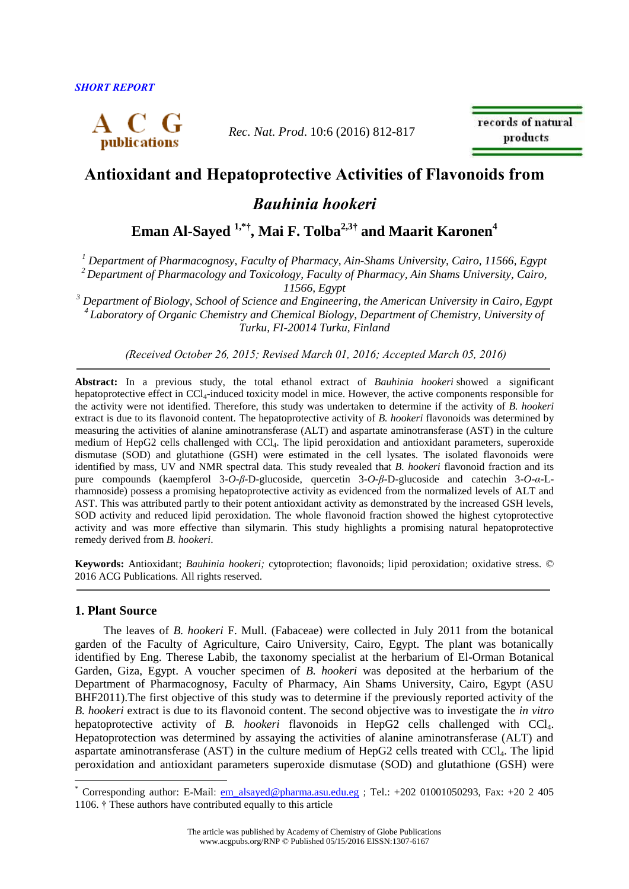*SHORT REPORT*

# Antioxidant and Hepatoprotective Activities of Flavonoids from *Bauhinia hookeri*

**Eman Al-Sayed [1,*†], Mai F. Tolba[2,3†] and Maarit Karonen[4]**

*[1] Department of Pharmacognosy, Faculty of Pharmacy, Ain-Shams University, Cairo, 11566, Egypt*
*[2] Department of Pharmacology and Toxicology, Faculty of Pharmacy, Ain Shams University, Cairo, 11566, Egypt*
*[3] Department of Biology, School of Science and Engineering, the American University in Cairo, Egypt*
*[4] Laboratory of Organic Chemistry and Chemical Biology, Department of Chemistry, University of Turku, FI-20014 Turku, Finland*

*(Received October 26, 2015; Revised March 01, 2016; Accepted March 05, 2016)*

**Abstract:** In a previous study, the total ethanol extract of *Bauhinia hookeri* showed a significant hepatoprotective effect in $CCl_4$-induced toxicity model in mice. However, the active components responsible for the activity were not identified. Therefore, this study was undertaken to determine if the activity of *B. hookeri* extract is due to its flavonoid content. The hepatoprotective activity of *B. hookeri* flavonoids was determined by measuring the activities of alanine aminotransferase (ALT) and aspartate aminotransferase (AST) in the culture medium of HepG2 cells challenged with $CCl_4$. The lipid peroxidation and antioxidant parameters, superoxide dismutase (SOD) and glutathione (GSH) were estimated in the cell lysates. The isolated flavonoids were identified by mass, UV and NMR spectral data. This study revealed that *B. hookeri* flavonoid fraction and its pure compounds (kaempferol 3-*O*-*β*-D-glucoside, quercetin 3-*O*-*β*-D-glucoside and catechin 3-*O*-*α*-L-rhamnoside) possess a promising hepatoprotective activity as evidenced from the normalized levels of ALT and AST. This was attributed partly to their potent antioxidant activity as demonstrated by the increased GSH levels, SOD activity and reduced lipid peroxidation. The whole flavonoid fraction showed the highest cytoprotective activity and was more effective than silymarin. This study highlights a promising natural hepatoprotective remedy derived from *B. hookeri*.

**Keywords:** Antioxidant; *Bauhinia hookeri;* cytoprotection; flavonoids; lipid peroxidation; oxidative stress. © 2016 ACG Publications. All rights reserved.

## 1. Plant Source

The leaves of *B. hookeri* F. Mull. (Fabaceae) were collected in July 2011 from the botanical garden of the Faculty of Agriculture, Cairo University, Cairo, Egypt. The plant was botanically identified by Eng. Therese Labib, the taxonomy specialist at the herbarium of El-Orman Botanical Garden, Giza, Egypt. A voucher specimen of *B. hookeri* was deposited at the herbarium of the Department of Pharmacognosy, Faculty of Pharmacy, Ain Shams University, Cairo, Egypt (ASU BHF2011).The first objective of this study was to determine if the previously reported activity of the *B. hookeri* extract is due to its flavonoid content. The second objective was to investigate the *in vitro* hepatoprotective activity of *B. hookeri* flavonoids in HepG2 cells challenged with $CCl_4$. Hepatoprotection was determined by assaying the activities of alanine aminotransferase (ALT) and aspartate aminotransferase (AST) in the culture medium of HepG2 cells treated with $CCl_4$. The lipid peroxidation and antioxidant parameters superoxide dismutase (SOD) and glutathione (GSH) were

---

[*] Corresponding author: E-Mail: em_alsayed@pharma.asu.edu.eg ; Tel.: +202 01001050293, Fax: +20 2 405 1106. † These authors have contributed equally to this article

The article was published by Academy of Chemistry of Globe Publications
www.acgpubs.org/RNP © Published 05/15/2016 EISSN:1307-6167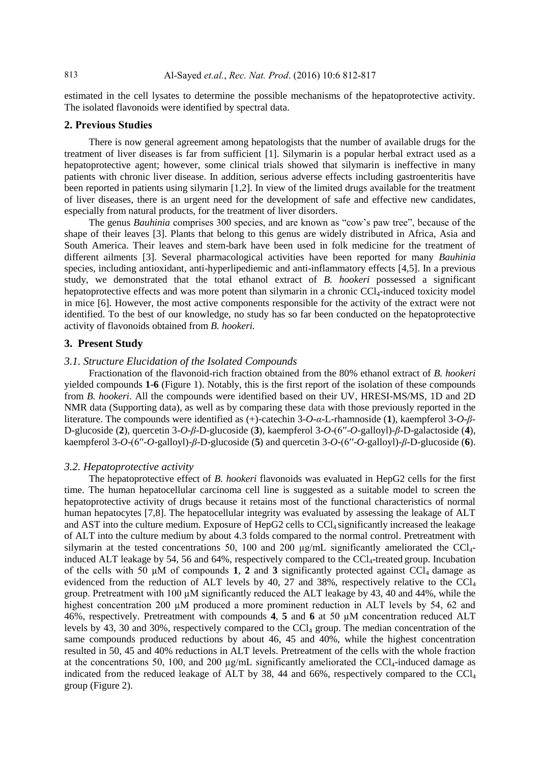estimated in the cell lysates to determine the possible mechanisms of the hepatoprotective activity. The isolated flavonoids were identified by spectral data.

## 2. Previous Studies

There is now general agreement among hepatologists that the number of available drugs for the treatment of liver diseases is far from sufficient [1]. Silymarin is a popular herbal extract used as a hepatoprotective agent; however, some clinical trials showed that silymarin is ineffective in many patients with chronic liver disease. In addition, serious adverse effects including gastroenteritis have been reported in patients using silymarin [1,2]. In view of the limited drugs available for the treatment of liver diseases, there is an urgent need for the development of safe and effective new candidates, especially from natural products, for the treatment of liver disorders.

The genus *Bauhinia* comprises 300 species, and are known as "cow's paw tree", because of the shape of their leaves [3]. Plants that belong to this genus are widely distributed in Africa, Asia and South America. Their leaves and stem-bark have been used in folk medicine for the treatment of different ailments [3]. Several pharmacological activities have been reported for many *Bauhinia* species, including antioxidant, anti-hyperlipediemic and anti-inflammatory effects [4,5]. In a previous study, we demonstrated that the total ethanol extract of *B. hookeri* possessed a significant hepatoprotective effects and was more potent than silymarin in a chronic $CCl_4$-induced toxicity model in mice [6]. However, the most active components responsible for the activity of the extract were not identified. To the best of our knowledge, no study has so far been conducted on the hepatoprotective activity of flavonoids obtained from *B. hookeri.*

## 3. Present Study

### *3.1. Structure Elucidation of the Isolated Compounds*

Fractionation of the flavonoid-rich fraction obtained from the 80% ethanol extract of *B. hookeri* yielded compounds **1-6** (Figure 1). Notably, this is the first report of the isolation of these compounds from *B. hookeri*. All the compounds were identified based on their UV, HRESI-MS/MS, 1D and 2D NMR data (Supporting data), as well as by comparing these data with those previously reported in the literature. The compounds were identified as (+)-catechin 3-*O*-*α*-L-rhamnoside (**1**), kaempferol 3-*O*-*β*-D-glucoside (**2**), quercetin 3-*O*-*β*-D-glucoside (**3**), kaempferol 3-*O*-(6″-*O*-galloyl)-*β*-D-galactoside (**4**), kaempferol 3-*O*-(6″-*O*-galloyl)-*β*-D-glucoside (**5**) and quercetin 3-*O*-(6″-*O*-galloyl)-*β*-D-glucoside (**6**).

### *3.2. Hepatoprotective activity*

The hepatoprotective effect of *B. hookeri* flavonoids was evaluated in HepG2 cells for the first time. The human hepatocellular carcinoma cell line is suggested as a suitable model to screen the hepatoprotective activity of drugs because it retains most of the functional characteristics of normal human hepatocytes [7,8]. The hepatocellular integrity was evaluated by assessing the leakage of ALT and AST into the culture medium. Exposure of HepG2 cells to $CCl_4$ significantly increased the leakage of ALT into the culture medium by about 4.3 folds compared to the normal control. Pretreatment with silymarin at the tested concentrations 50, 100 and 200 μg/mL significantly ameliorated the $CCl_4$-induced ALT leakage by 54, 56 and 64%, respectively compared to the $CCl_4$-treated group. Incubation of the cells with 50 μM of compounds **1**, **2** and **3** significantly protected against $CCl_4$ damage as evidenced from the reduction of ALT levels by 40, 27 and 38%, respectively relative to the $CCl_4$ group. Pretreatment with 100 μM significantly reduced the ALT leakage by 43, 40 and 44%, while the highest concentration 200 μM produced a more prominent reduction in ALT levels by 54, 62 and 46%, respectively. Pretreatment with compounds **4**, **5** and **6** at 50 μM concentration reduced ALT levels by 43, 30 and 30%, respectively compared to the $CCl_4$ group. The median concentration of the same compounds produced reductions by about 46, 45 and 40%, while the highest concentration resulted in 50, 45 and 40% reductions in ALT levels. Pretreatment of the cells with the whole fraction at the concentrations 50, 100, and 200 μg/mL significantly ameliorated the $CCl_4$-induced damage as indicated from the reduced leakage of ALT by 38, 44 and 66%, respectively compared to the $CCl_4$ group (Figure 2).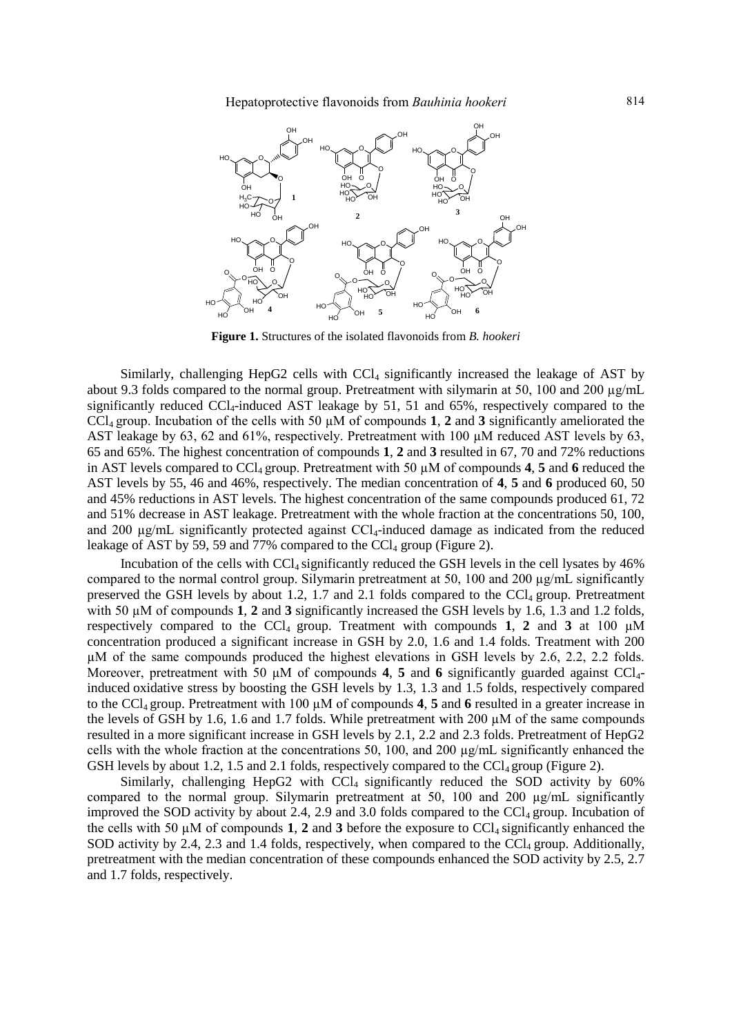**Figure 1.** Structures of the isolated flavonoids from *B. hookeri*

Similarly, challenging HepG2 cells with $CCl_4$ significantly increased the leakage of AST by about 9.3 folds compared to the normal group. Pretreatment with silymarin at 50, 100 and 200 µg/mL significantly reduced $CCl_4$-induced AST leakage by 51, 51 and 65%, respectively compared to the $CCl_4$ group. Incubation of the cells with 50 µM of compounds **1**, **2** and **3** significantly ameliorated the AST leakage by 63, 62 and 61%, respectively. Pretreatment with 100 µM reduced AST levels by 63, 65 and 65%. The highest concentration of compounds **1**, **2** and **3** resulted in 67, 70 and 72% reductions in AST levels compared to $CCl_4$ group. Pretreatment with 50 µM of compounds **4**, **5** and **6** reduced the AST levels by 55, 46 and 46%, respectively. The median concentration of **4**, **5** and **6** produced 60, 50 and 45% reductions in AST levels. The highest concentration of the same compounds produced 61, 72 and 51% decrease in AST leakage. Pretreatment with the whole fraction at the concentrations 50, 100, and 200 µg/mL significantly protected against $CCl_4$-induced damage as indicated from the reduced leakage of AST by 59, 59 and 77% compared to the $CCl_4$ group (Figure 2).

Incubation of the cells with $CCl_4$ significantly reduced the GSH levels in the cell lysates by 46% compared to the normal control group. Silymarin pretreatment at 50, 100 and 200 µg/mL significantly preserved the GSH levels by about 1.2, 1.7 and 2.1 folds compared to the $CCl_4$ group. Pretreatment with 50 µM of compounds **1**, **2** and **3** significantly increased the GSH levels by 1.6, 1.3 and 1.2 folds, respectively compared to the $CCl_4$ group. Treatment with compounds **1**, **2** and **3** at 100 µM concentration produced a significant increase in GSH by 2.0, 1.6 and 1.4 folds. Treatment with 200 µM of the same compounds produced the highest elevations in GSH levels by 2.6, 2.2, 2.2 folds. Moreover, pretreatment with 50 µM of compounds **4**, **5** and **6** significantly guarded against $CCl_4$-induced oxidative stress by boosting the GSH levels by 1.3, 1.3 and 1.5 folds, respectively compared to the $CCl_4$ group. Pretreatment with 100 µM of compounds **4**, **5** and **6** resulted in a greater increase in the levels of GSH by 1.6, 1.6 and 1.7 folds. While pretreatment with 200 µM of the same compounds resulted in a more significant increase in GSH levels by 2.1, 2.2 and 2.3 folds. Pretreatment of HepG2 cells with the whole fraction at the concentrations 50, 100, and 200 µg/mL significantly enhanced the GSH levels by about 1.2, 1.5 and 2.1 folds, respectively compared to the $CCl_4$ group (Figure 2).

Similarly, challenging HepG2 with $CCl_4$ significantly reduced the SOD activity by 60% compared to the normal group. Silymarin pretreatment at 50, 100 and 200 µg/mL significantly improved the SOD activity by about 2.4, 2.9 and 3.0 folds compared to the $CCl_4$ group. Incubation of the cells with 50 µM of compounds **1**, **2** and **3** before the exposure to $CCl_4$ significantly enhanced the SOD activity by 2.4, 2.3 and 1.4 folds, respectively, when compared to the $CCl_4$ group. Additionally, pretreatment with the median concentration of these compounds enhanced the SOD activity by 2.5, 2.7 and 1.7 folds, respectively.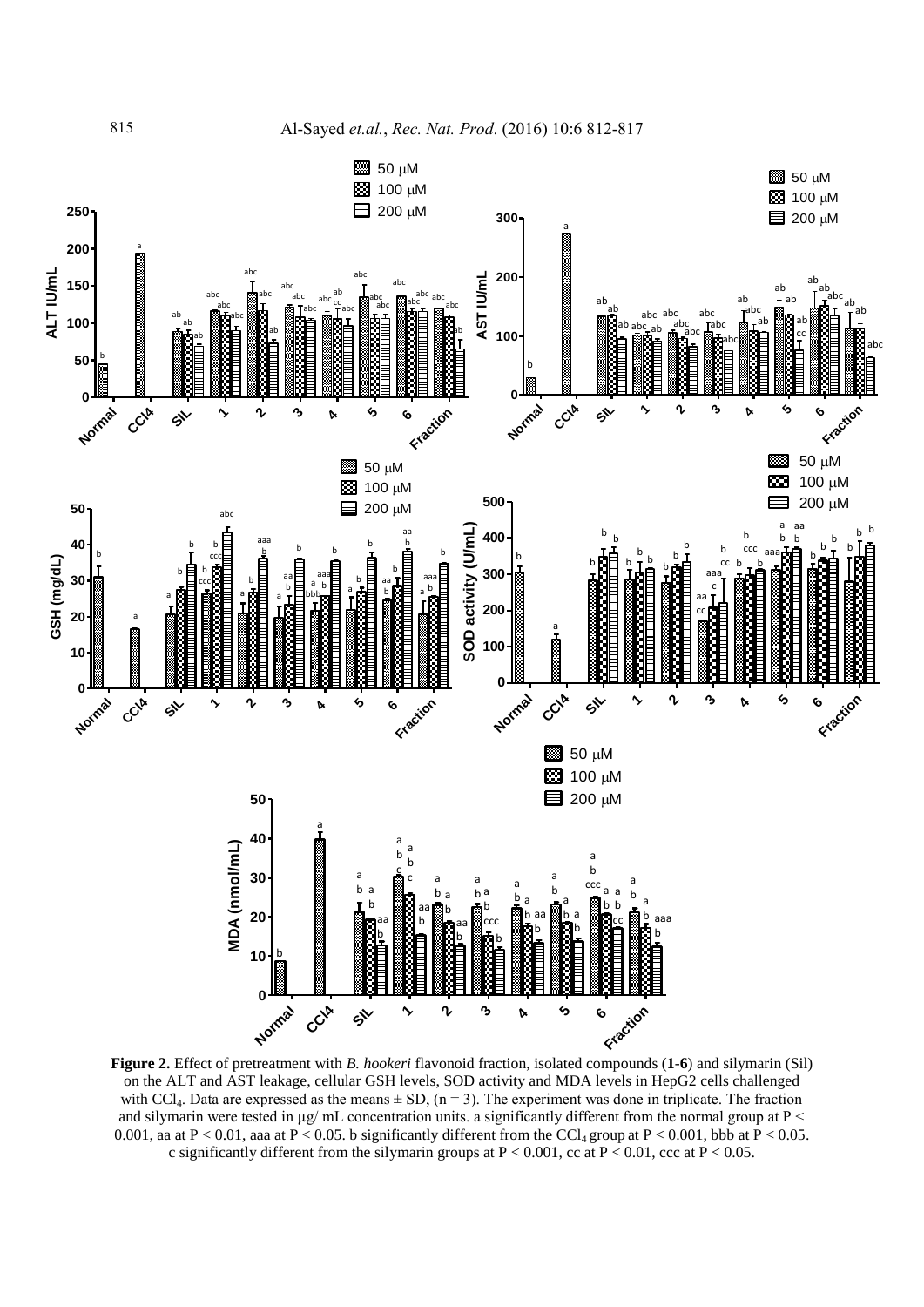**Figure 2.** Effect of pretreatment with *B. hookeri* flavonoid fraction, isolated compounds (**1**-**6**) and silymarin (Sil) on the ALT and AST leakage, cellular GSH levels, SOD activity and MDA levels in HepG2 cells challenged with $CCl_4$. Data are expressed as the means ± SD, (n = 3). The experiment was done in triplicate. The fraction and silymarin were tested in µg/ mL concentration units. a significantly different from the normal group at $P < 0.001$, aa at $P < 0.01$, aaa at $P < 0.05$. b significantly different from the $CCl_4$ group at $P < 0.001$, bbb at $P < 0.05$. c significantly different from the silymarin groups at $P < 0.001$, cc at $P < 0.01$, ccc at $P < 0.05$.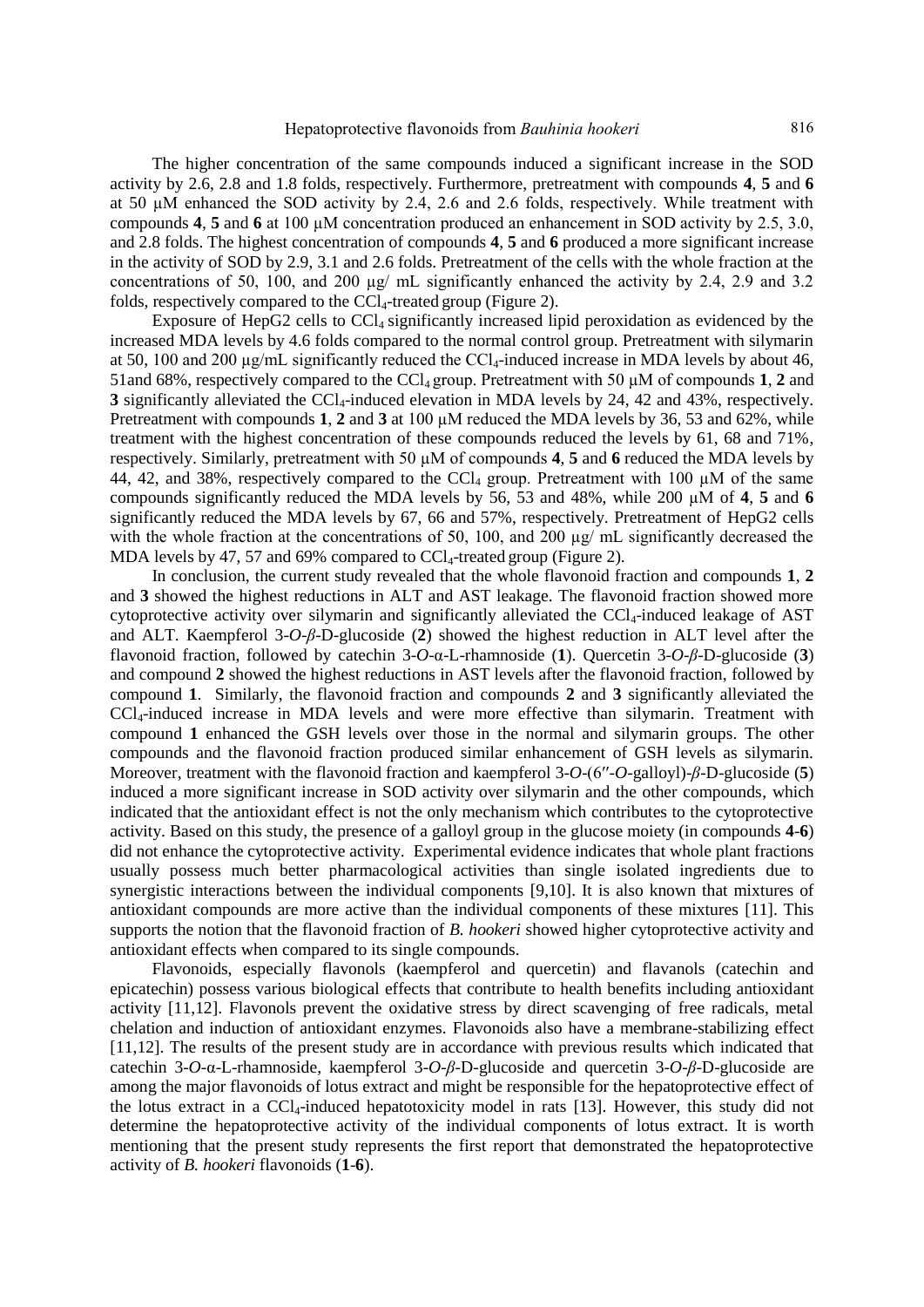The higher concentration of the same compounds induced a significant increase in the SOD activity by 2.6, 2.8 and 1.8 folds, respectively. Furthermore, pretreatment with compounds **4**, **5** and **6** at 50 μM enhanced the SOD activity by 2.4, 2.6 and 2.6 folds, respectively. While treatment with compounds **4**, **5** and **6** at 100 μM concentration produced an enhancement in SOD activity by 2.5, 3.0, and 2.8 folds. The highest concentration of compounds **4**, **5** and **6** produced a more significant increase in the activity of SOD by 2.9, 3.1 and 2.6 folds. Pretreatment of the cells with the whole fraction at the concentrations of 50, 100, and 200 μg/ mL significantly enhanced the activity by 2.4, 2.9 and 3.2 folds, respectively compared to the $CCl_4$-treated group (Figure 2).

Exposure of HepG2 cells to $CCl_4$ significantly increased lipid peroxidation as evidenced by the increased MDA levels by 4.6 folds compared to the normal control group. Pretreatment with silymarin at 50, 100 and 200 μg/mL significantly reduced the $CCl_4$-induced increase in MDA levels by about 46, 51and 68%, respectively compared to the $CCl_4$ group. Pretreatment with 50 μM of compounds **1**, **2** and **3** significantly alleviated the $CCl_4$-induced elevation in MDA levels by 24, 42 and 43%, respectively. Pretreatment with compounds **1**, **2** and **3** at 100 μM reduced the MDA levels by 36, 53 and 62%, while treatment with the highest concentration of these compounds reduced the levels by 61, 68 and 71%, respectively. Similarly, pretreatment with 50 μM of compounds **4**, **5** and **6** reduced the MDA levels by 44, 42, and 38%, respectively compared to the $CCl_4$ group. Pretreatment with 100 μM of the same compounds significantly reduced the MDA levels by 56, 53 and 48%, while 200 μM of **4**, **5** and **6** significantly reduced the MDA levels by 67, 66 and 57%, respectively. Pretreatment of HepG2 cells with the whole fraction at the concentrations of 50, 100, and 200 μg/ mL significantly decreased the MDA levels by 47, 57 and 69% compared to $CCl_4$-treated group (Figure 2).

In conclusion, the current study revealed that the whole flavonoid fraction and compounds **1**, **2** and **3** showed the highest reductions in ALT and AST leakage. The flavonoid fraction showed more cytoprotective activity over silymarin and significantly alleviated the $CCl_4$-induced leakage of AST and ALT. Kaempferol 3-*O*-*β*-D-glucoside (**2**) showed the highest reduction in ALT level after the flavonoid fraction, followed by catechin 3-*O*-α-L-rhamnoside (**1**). Quercetin 3-*O*-*β*-D-glucoside (**3**) and compound **2** showed the highest reductions in AST levels after the flavonoid fraction, followed by compound **1**. Similarly, the flavonoid fraction and compounds **2** and **3** significantly alleviated the $CCl_4$-induced increase in MDA levels and were more effective than silymarin. Treatment with compound **1** enhanced the GSH levels over those in the normal and silymarin groups. The other compounds and the flavonoid fraction produced similar enhancement of GSH levels as silymarin. Moreover, treatment with the flavonoid fraction and kaempferol 3-*O*-(6′′-*O*-galloyl)-*β*-D-glucoside (**5**) induced a more significant increase in SOD activity over silymarin and the other compounds, which indicated that the antioxidant effect is not the only mechanism which contributes to the cytoprotective activity. Based on this study, the presence of a galloyl group in the glucose moiety (in compounds **4**-**6**) did not enhance the cytoprotective activity. Experimental evidence indicates that whole plant fractions usually possess much better pharmacological activities than single isolated ingredients due to synergistic interactions between the individual components [9,10]. It is also known that mixtures of antioxidant compounds are more active than the individual components of these mixtures [11]. This supports the notion that the flavonoid fraction of *B. hookeri* showed higher cytoprotective activity and antioxidant effects when compared to its single compounds.

Flavonoids, especially flavonols (kaempferol and quercetin) and flavanols (catechin and epicatechin) possess various biological effects that contribute to health benefits including antioxidant activity [11,12]. Flavonols prevent the oxidative stress by direct scavenging of free radicals, metal chelation and induction of antioxidant enzymes. Flavonoids also have a membrane-stabilizing effect [11,12]. The results of the present study are in accordance with previous results which indicated that catechin 3-*O*-α-L-rhamnoside, kaempferol 3-*O*-*β*-D-glucoside and quercetin 3-*O*-*β*-D-glucoside are among the major flavonoids of lotus extract and might be responsible for the hepatoprotective effect of the lotus extract in a $CCl_4$-induced hepatotoxicity model in rats [13]. However, this study did not determine the hepatoprotective activity of the individual components of lotus extract. It is worth mentioning that the present study represents the first report that demonstrated the hepatoprotective activity of *B. hookeri* flavonoids (**1**-**6**).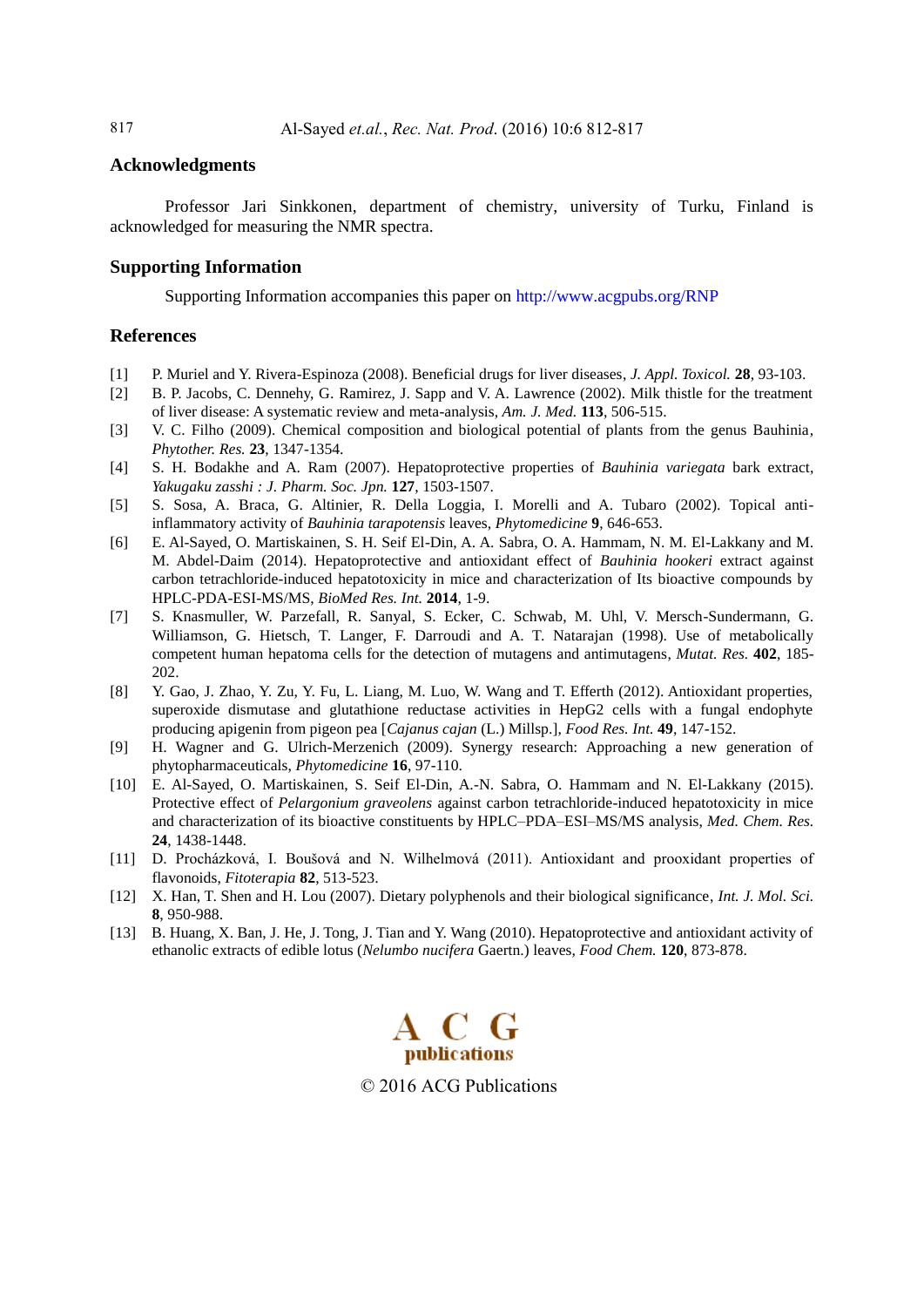## Acknowledgments

Professor Jari Sinkkonen, department of chemistry, university of Turku, Finland is acknowledged for measuring the NMR spectra.

## Supporting Information

Supporting Information accompanies this paper on http://www.acgpubs.org/RNP

## References

[1] P. Muriel and Y. Rivera-Espinoza (2008). Beneficial drugs for liver diseases, *J. Appl. Toxicol.* **28**, 93-103.

[2] B. P. Jacobs, C. Dennehy, G. Ramirez, J. Sapp and V. A. Lawrence (2002). Milk thistle for the treatment of liver disease: A systematic review and meta-analysis, *Am. J. Med.* **113**, 506-515.

[3] V. C. Filho (2009). Chemical composition and biological potential of plants from the genus Bauhinia, *Phytother. Res.* **23**, 1347-1354.

[4] S. H. Bodakhe and A. Ram (2007). Hepatoprotective properties of *Bauhinia variegata* bark extract, *Yakugaku zasshi : J. Pharm. Soc. Jpn.* **127**, 1503-1507.

[5] S. Sosa, A. Braca, G. Altinier, R. Della Loggia, I. Morelli and A. Tubaro (2002). Topical anti-inflammatory activity of *Bauhinia tarapotensis* leaves, *Phytomedicine* **9**, 646-653.

[6] E. Al-Sayed, O. Martiskainen, S. H. Seif El-Din, A. A. Sabra, O. A. Hammam, N. M. El-Lakkany and M. M. Abdel-Daim (2014). Hepatoprotective and antioxidant effect of *Bauhinia hookeri* extract against carbon tetrachloride-induced hepatotoxicity in mice and characterization of Its bioactive compounds by HPLC-PDA-ESI-MS/MS, *BioMed Res. Int.* **2014**, 1-9.

[7] S. Knasmuller, W. Parzefall, R. Sanyal, S. Ecker, C. Schwab, M. Uhl, V. Mersch-Sundermann, G. Williamson, G. Hietsch, T. Langer, F. Darroudi and A. T. Natarajan (1998). Use of metabolically competent human hepatoma cells for the detection of mutagens and antimutagens, *Mutat. Res.* **402**, 185-202.

[8] Y. Gao, J. Zhao, Y. Zu, Y. Fu, L. Liang, M. Luo, W. Wang and T. Efferth (2012). Antioxidant properties, superoxide dismutase and glutathione reductase activities in HepG2 cells with a fungal endophyte producing apigenin from pigeon pea [*Cajanus cajan* (L.) Millsp.], *Food Res. Int.* **49**, 147-152.

[9] H. Wagner and G. Ulrich-Merzenich (2009). Synergy research: Approaching a new generation of phytopharmaceuticals, *Phytomedicine* **16**, 97-110.

[10] E. Al-Sayed, O. Martiskainen, S. Seif El-Din, A.-N. Sabra, O. Hammam and N. El-Lakkany (2015). Protective effect of *Pelargonium graveolens* against carbon tetrachloride-induced hepatotoxicity in mice and characterization of its bioactive constituents by HPLC–PDA–ESI–MS/MS analysis, *Med. Chem. Res.* **24**, 1438-1448.

[11] D. Procházková, I. Boušová and N. Wilhelmová (2011). Antioxidant and prooxidant properties of flavonoids, *Fitoterapia* **82**, 513-523.

[12] X. Han, T. Shen and H. Lou (2007). Dietary polyphenols and their biological significance, *Int. J. Mol. Sci.* **8**, 950-988.

[13] B. Huang, X. Ban, J. He, J. Tong, J. Tian and Y. Wang (2010). Hepatoprotective and antioxidant activity of ethanolic extracts of edible lotus (*Nelumbo nucifera* Gaertn.) leaves, *Food Chem.* **120**, 873-878.

A C G publications

© 2016 ACG Publications